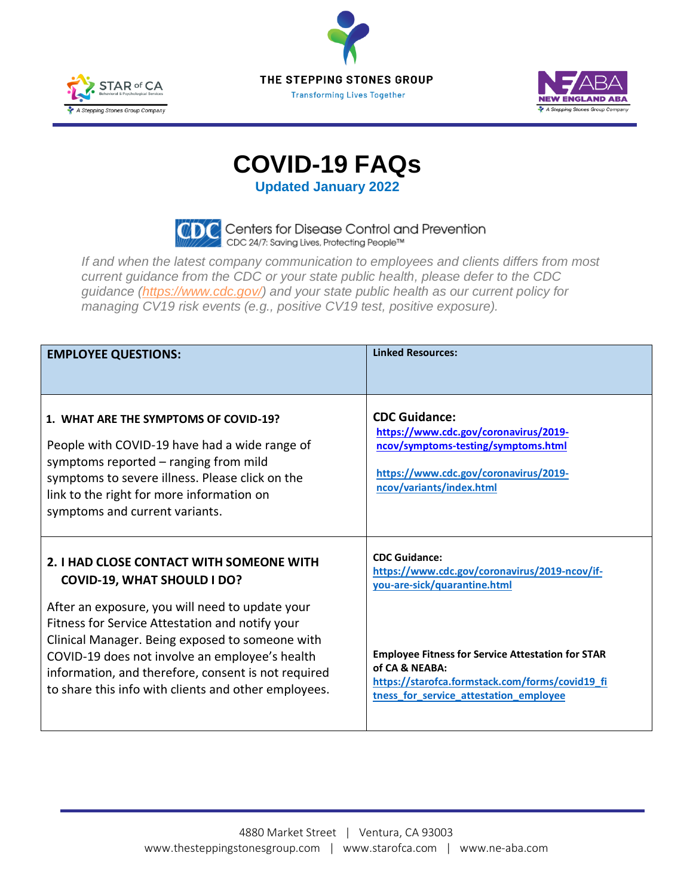THE STEPPING STONES GROUP

Transforming Lives Together

STAR of CA — A Stepping Stones Group Company

NEW ENGLAND ABA — A Stepping Stones Group Company

# COVID-19 FAQs

**Updated January 2022**

Centers for Disease Control and Prevention
CDC 24/7: Saving Lives, Protecting People™

*If and when the latest company communication to employees and clients differs from most current guidance from the CDC or your state public health, please defer to the CDC guidance ([https://www.cdc.gov/](https://www.cdc.gov/)) and your state public health as our current policy for managing CV19 risk events (e.g., positive CV19 test, positive exposure).*

| **EMPLOYEE QUESTIONS:** | **Linked Resources:** |
|---|---|
| **1. WHAT ARE THE SYMPTOMS OF COVID-19?**<br><br>People with COVID-19 have had a wide range of symptoms reported – ranging from mild symptoms to severe illness. Please click on the link to the right for more information on symptoms and current variants. | **CDC Guidance:**<br>[https://www.cdc.gov/coronavirus/2019-ncov/symptoms-testing/symptoms.html](https://www.cdc.gov/coronavirus/2019-ncov/symptoms-testing/symptoms.html)<br><br>[https://www.cdc.gov/coronavirus/2019-ncov/variants/index.html](https://www.cdc.gov/coronavirus/2019-ncov/variants/index.html) |
| **2. I HAD CLOSE CONTACT WITH SOMEONE WITH COVID-19, WHAT SHOULD I DO?**<br><br>After an exposure, you will need to update your Fitness for Service Attestation and notify your Clinical Manager. Being exposed to someone with COVID-19 does not involve an employee's health information, and therefore, consent is not required to share this info with clients and other employees. | **CDC Guidance:**<br>[https://www.cdc.gov/coronavirus/2019-ncov/if-you-are-sick/quarantine.html](https://www.cdc.gov/coronavirus/2019-ncov/if-you-are-sick/quarantine.html)<br><br>**Employee Fitness for Service Attestation for STAR of CA & NEABA:**<br>[https://starofca.formstack.com/forms/covid19_fitness_for_service_attestation_employee](https://starofca.formstack.com/forms/covid19_fitness_for_service_attestation_employee) |

4880 Market Street | Ventura, CA 93003
www.thesteppingstonesgroup.com | www.starofca.com | www.ne-aba.com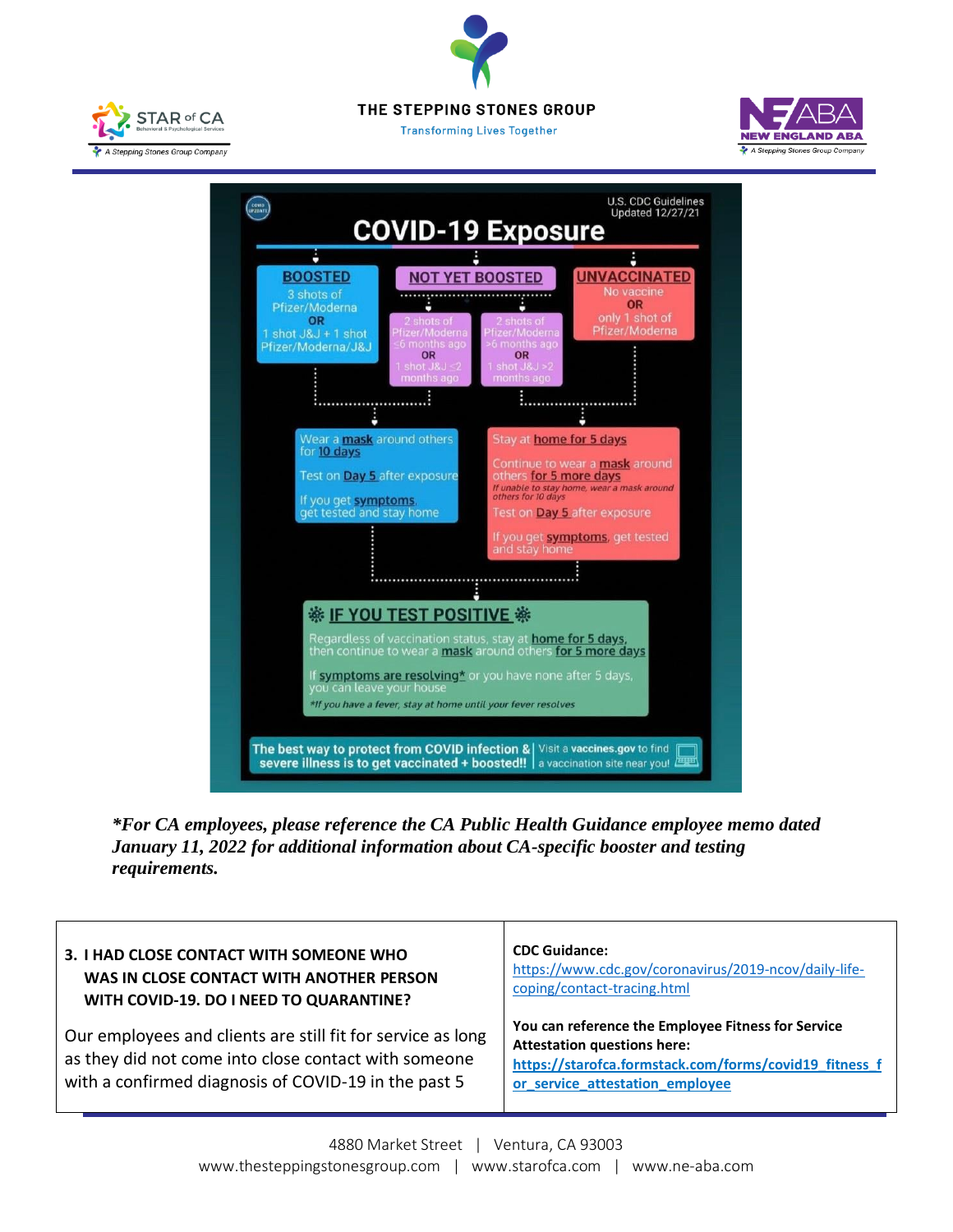# COVID-19 Exposure

U.S. CDC Guidelines Updated 12/27/21

**BOOSTED**
3 shots of Pfizer/Moderna
OR
1 shot J&J + 1 shot Pfizer/Moderna/J&J

**NOT YET BOOSTED**
2 shots of Pfizer/Moderna ≤6 months ago
OR
1 shot J&J ≤2 months ago

2 shots of Pfizer/Moderna >6 months ago
OR
1 shot J&J >2 months ago

**UNVACCINATED**
No vaccine
OR
only 1 shot of Pfizer/Moderna

Wear a **mask** around others for **10 days**

Test on **Day 5** after exposure

If you get **symptoms**, get tested and stay home

Stay at **home for 5 days**

Continue to wear a **mask** around others **for 5 more days**

*If unable to stay home, wear a mask around others for 10 days*

Test on **Day 5** after exposure

If you get **symptoms**, get tested and stay home

**IF YOU TEST POSITIVE**

Regardless of vaccination status, stay at **home for 5 days**, then continue to wear a **mask** around others **for 5 more days**

If **symptoms are resolving*** or you have none after 5 days, you can leave your house

*If you have a fever, stay at home until your fever resolves

**The best way to protect from COVID infection & severe illness is to get vaccinated + boosted!!** | Visit a **vaccines.gov** to find a vaccination site near you!

***For CA employees, please reference the CA Public Health Guidance employee memo dated January 11, 2022 for additional information about CA-specific booster and testing requirements.***

| **3. I HAD CLOSE CONTACT WITH SOMEONE WHO WAS IN CLOSE CONTACT WITH ANOTHER PERSON WITH COVID-19. DO I NEED TO QUARANTINE?**<br><br>Our employees and clients are still fit for service as long as they did not come into close contact with someone with a confirmed diagnosis of COVID-19 in the past 5 | **CDC Guidance:**<br>https://www.cdc.gov/coronavirus/2019-ncov/daily-life-coping/contact-tracing.html<br><br>**You can reference the Employee Fitness for Service Attestation questions here:**<br>**https://starofca.formstack.com/forms/covid19_fitness_for_service_attestation_employee** |
|---|---|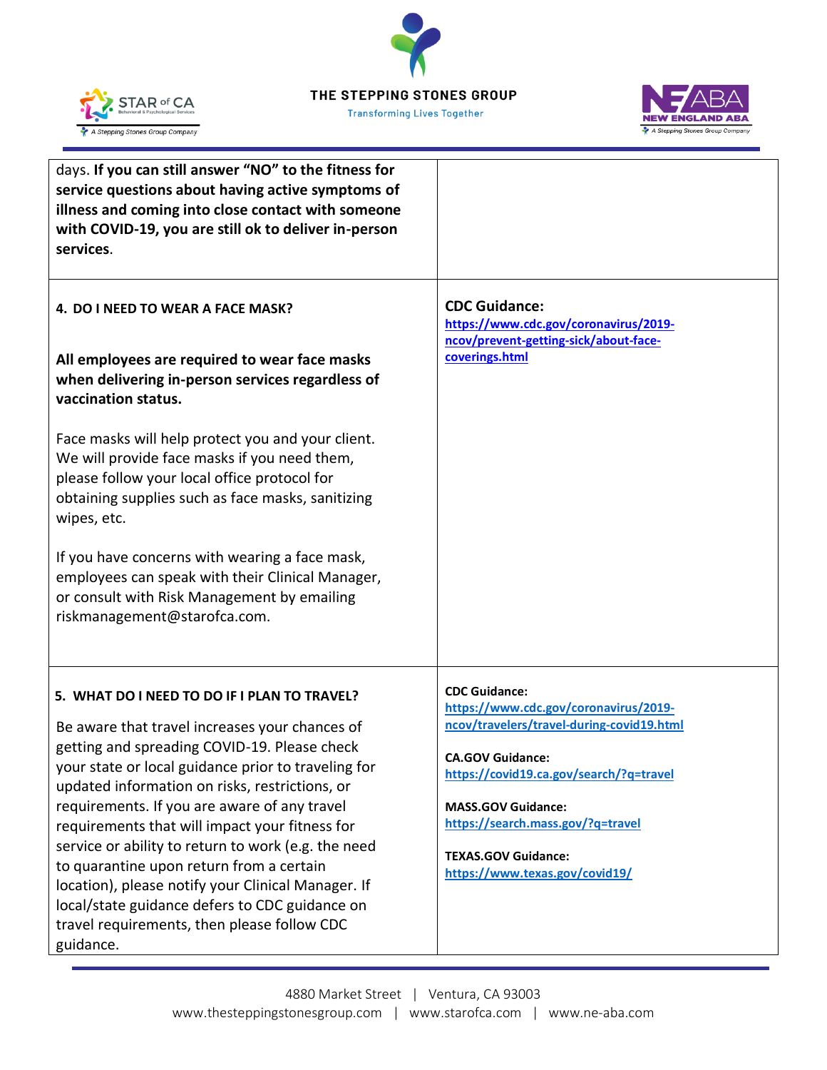| | |
|---|---|
| days. **If you can still answer "NO" to the fitness for service questions about having active symptoms of illness and coming into close contact with someone with COVID-19, you are still ok to deliver in-person services**. | |
| **4. DO I NEED TO WEAR A FACE MASK?**<br><br>**All employees are required to wear face masks when delivering in-person services regardless of vaccination status.**<br><br>Face masks will help protect you and your client. We will provide face masks if you need them, please follow your local office protocol for obtaining supplies such as face masks, sanitizing wipes, etc.<br><br>If you have concerns with wearing a face mask, employees can speak with their Clinical Manager, or consult with Risk Management by emailing riskmanagement@starofca.com. | **CDC Guidance:**<br>https://www.cdc.gov/coronavirus/2019-ncov/prevent-getting-sick/about-face-coverings.html |
| **5. WHAT DO I NEED TO DO IF I PLAN TO TRAVEL?**<br><br>Be aware that travel increases your chances of getting and spreading COVID-19. Please check your state or local guidance prior to traveling for updated information on risks, restrictions, or requirements. If you are aware of any travel requirements that will impact your fitness for service or ability to return to work (e.g. the need to quarantine upon return from a certain location), please notify your Clinical Manager. If local/state guidance defers to CDC guidance on travel requirements, then please follow CDC guidance. | **CDC Guidance:**<br>https://www.cdc.gov/coronavirus/2019-ncov/travelers/travel-during-covid19.html<br><br>**CA.GOV Guidance:**<br>https://covid19.ca.gov/search/?q=travel<br><br>**MASS.GOV Guidance:**<br>https://search.mass.gov/?q=travel<br><br>**TEXAS.GOV Guidance:**<br>https://www.texas.gov/covid19/ |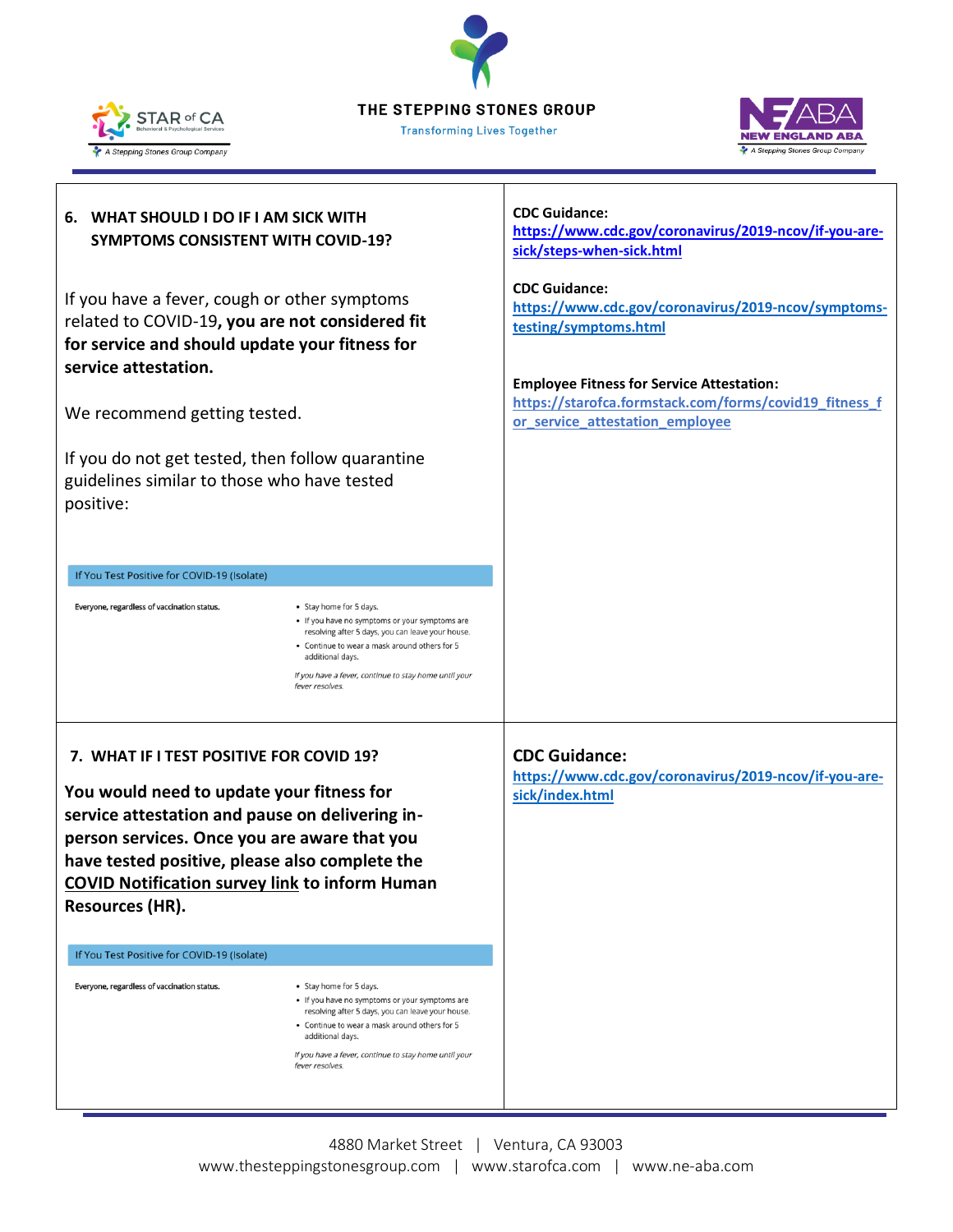## 6. WHAT SHOULD I DO IF I AM SICK WITH SYMPTOMS CONSISTENT WITH COVID-19?

If you have a fever, cough or other symptoms related to COVID-19, **you are not considered fit for service and should update your fitness for service attestation.**

We recommend getting tested.

If you do not get tested, then follow quarantine guidelines similar to those who have tested positive:

| If You Test Positive for COVID-19 (Isolate) | |
|---|---|
| **Everyone, regardless of vaccination status.** | • Stay home for 5 days.<br>• If you have no symptoms or your symptoms are resolving after 5 days, you can leave your house.<br>• Continue to wear a mask around others for 5 additional days.<br><br>*If you have a fever, continue to stay home until your fever resolves.* |

**CDC Guidance:**
https://www.cdc.gov/coronavirus/2019-ncov/if-you-are-sick/steps-when-sick.html

**CDC Guidance:**
https://www.cdc.gov/coronavirus/2019-ncov/symptoms-testing/symptoms.html

**Employee Fitness for Service Attestation:**
https://starofca.formstack.com/forms/covid19_fitness_for_service_attestation_employee

## 7. WHAT IF I TEST POSITIVE FOR COVID 19?

**You would need to update your fitness for service attestation and pause on delivering in-person services. Once you are aware that you have tested positive, please also complete the COVID Notification survey link to inform Human Resources (HR).**

| If You Test Positive for COVID-19 (Isolate) | |
|---|---|
| **Everyone, regardless of vaccination status.** | • Stay home for 5 days.<br>• If you have no symptoms or your symptoms are resolving after 5 days, you can leave your house.<br>• Continue to wear a mask around others for 5 additional days.<br><br>*If you have a fever, continue to stay home until your fever resolves.* |

**CDC Guidance:**
https://www.cdc.gov/coronavirus/2019-ncov/if-you-are-sick/index.html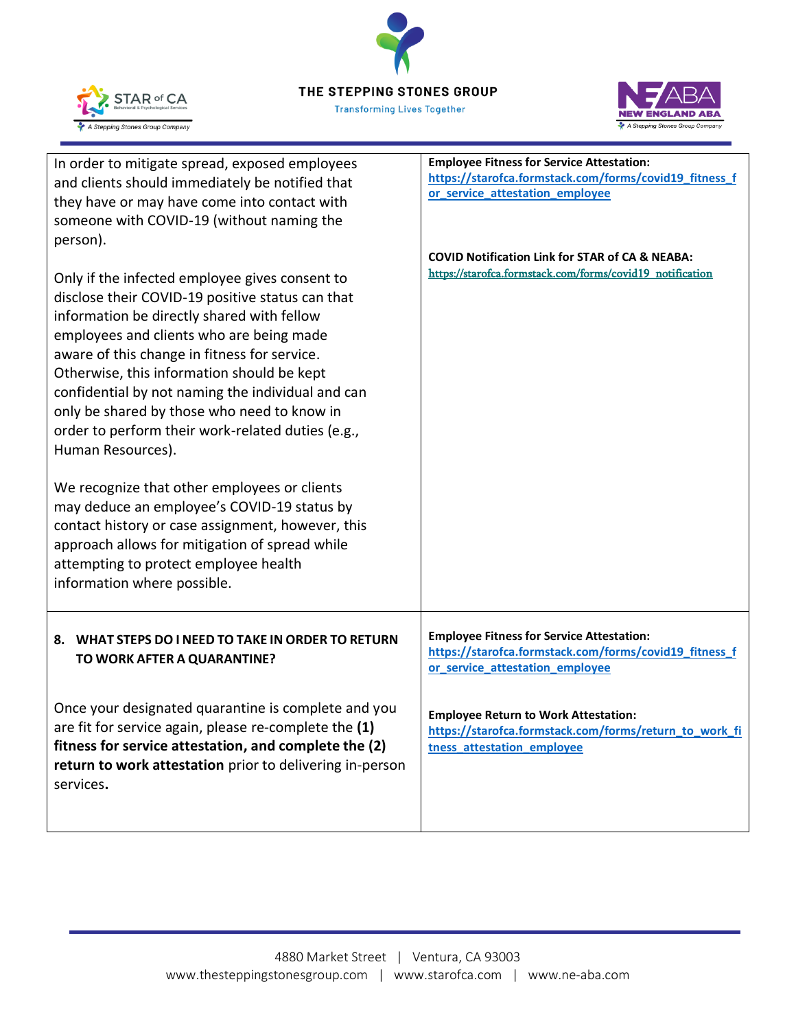| | |
|---|---|
| In order to mitigate spread, exposed employees and clients should immediately be notified that they have or may have come into contact with someone with COVID-19 (without naming the person).<br><br>Only if the infected employee gives consent to disclose their COVID-19 positive status can that information be directly shared with fellow employees and clients who are being made aware of this change in fitness for service. Otherwise, this information should be kept confidential by not naming the individual and can only be shared by those who need to know in order to perform their work-related duties (e.g., Human Resources).<br><br>We recognize that other employees or clients may deduce an employee's COVID-19 status by contact history or case assignment, however, this approach allows for mitigation of spread while attempting to protect employee health information where possible. | **Employee Fitness for Service Attestation:** https://starofca.formstack.com/forms/covid19_fitness_for_service_attestation_employee<br><br>**COVID Notification Link for STAR of CA & NEABA:** https://starofca.formstack.com/forms/covid19_notification |
| **8. WHAT STEPS DO I NEED TO TAKE IN ORDER TO RETURN TO WORK AFTER A QUARANTINE?**<br><br>Once your designated quarantine is complete and you are fit for service again, please re-complete the **(1) fitness for service attestation, and complete the (2) return to work attestation** prior to delivering in-person services**.** | **Employee Fitness for Service Attestation:** https://starofca.formstack.com/forms/covid19_fitness_for_service_attestation_employee<br><br>**Employee Return to Work Attestation:** https://starofca.formstack.com/forms/return_to_work_fitness_attestation_employee |

4880 Market Street | Ventura, CA 93003
www.thesteppingstonesgroup.com | www.starofca.com | www.ne-aba.com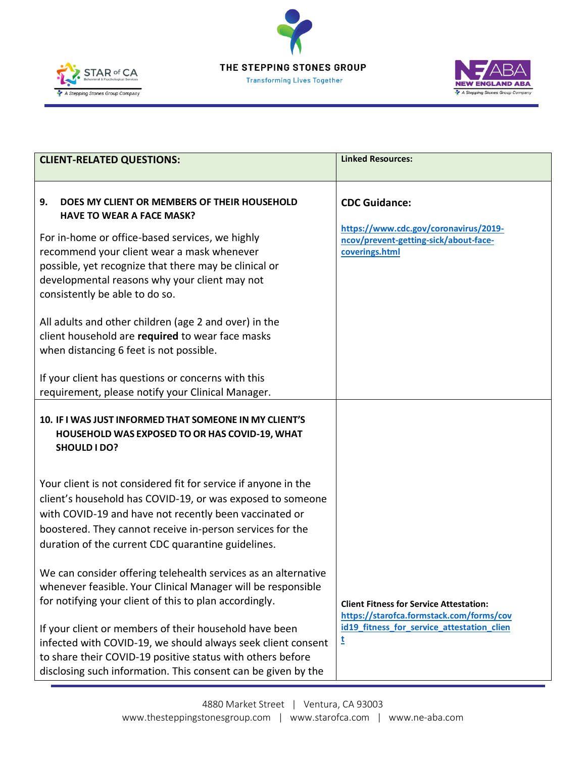| CLIENT-RELATED QUESTIONS: | Linked Resources: |
| --- | --- |
| **9. DOES MY CLIENT OR MEMBERS OF THEIR HOUSEHOLD HAVE TO WEAR A FACE MASK?**<br><br>For in-home or office-based services, we highly recommend your client wear a mask whenever possible, yet recognize that there may be clinical or developmental reasons why your client may not consistently be able to do so.<br><br>All adults and other children (age 2 and over) in the client household are **required** to wear face masks when distancing 6 feet is not possible.<br><br>If your client has questions or concerns with this requirement, please notify your Clinical Manager. | **CDC Guidance:**<br><br>[https://www.cdc.gov/coronavirus/2019-ncov/prevent-getting-sick/about-face-coverings.html](https://www.cdc.gov/coronavirus/2019-ncov/prevent-getting-sick/about-face-coverings.html) |
| **10. IF I WAS JUST INFORMED THAT SOMEONE IN MY CLIENT'S HOUSEHOLD WAS EXPOSED TO OR HAS COVID-19, WHAT SHOULD I DO?**<br><br>Your client is not considered fit for service if anyone in the client's household has COVID-19, or was exposed to someone with COVID-19 and have not recently been vaccinated or boostered. They cannot receive in-person services for the duration of the current CDC quarantine guidelines.<br><br>We can consider offering telehealth services as an alternative whenever feasible. Your Clinical Manager will be responsible for notifying your client of this to plan accordingly.<br><br>If your client or members of their household have been infected with COVID-19, we should always seek client consent to share their COVID-19 positive status with others before disclosing such information. This consent can be given by the | **Client Fitness for Service Attestation:** [https://starofca.formstack.com/forms/covid19_fitness_for_service_attestation_client](https://starofca.formstack.com/forms/covid19_fitness_for_service_attestation_client) |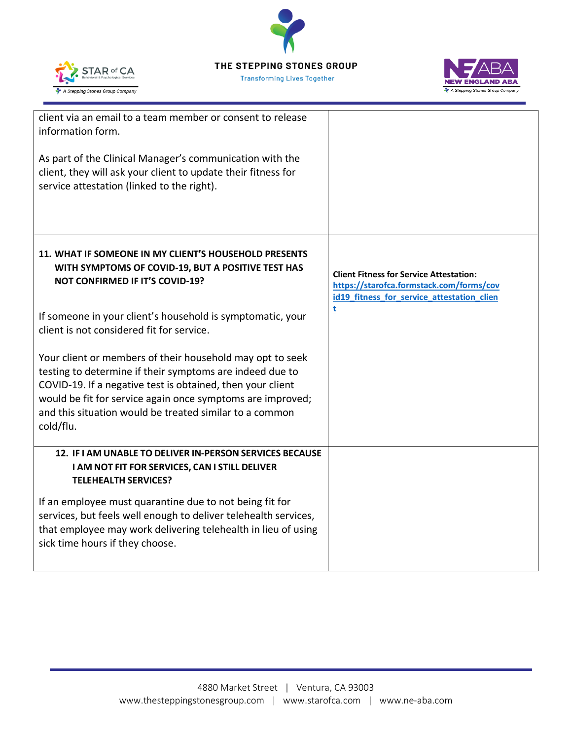| | |
|---|---|
| client via an email to a team member or consent to release information form.<br><br>As part of the Clinical Manager's communication with the client, they will ask your client to update their fitness for service attestation (linked to the right). | |
| **11. WHAT IF SOMEONE IN MY CLIENT'S HOUSEHOLD PRESENTS WITH SYMPTOMS OF COVID-19, BUT A POSITIVE TEST HAS NOT CONFIRMED IF IT'S COVID-19?**<br><br>If someone in your client's household is symptomatic, your client is not considered fit for service.<br><br>Your client or members of their household may opt to seek testing to determine if their symptoms are indeed due to COVID-19. If a negative test is obtained, then your client would be fit for service again once symptoms are improved; and this situation would be treated similar to a common cold/flu. | **Client Fitness for Service Attestation:** [https://starofca.formstack.com/forms/covid19_fitness_for_service_attestation_client](https://starofca.formstack.com/forms/covid19_fitness_for_service_attestation_client) |
| **12. IF I AM UNABLE TO DELIVER IN-PERSON SERVICES BECAUSE I AM NOT FIT FOR SERVICES, CAN I STILL DELIVER TELEHEALTH SERVICES?**<br><br>If an employee must quarantine due to not being fit for services, but feels well enough to deliver telehealth services, that employee may work delivering telehealth in lieu of using sick time hours if they choose. | |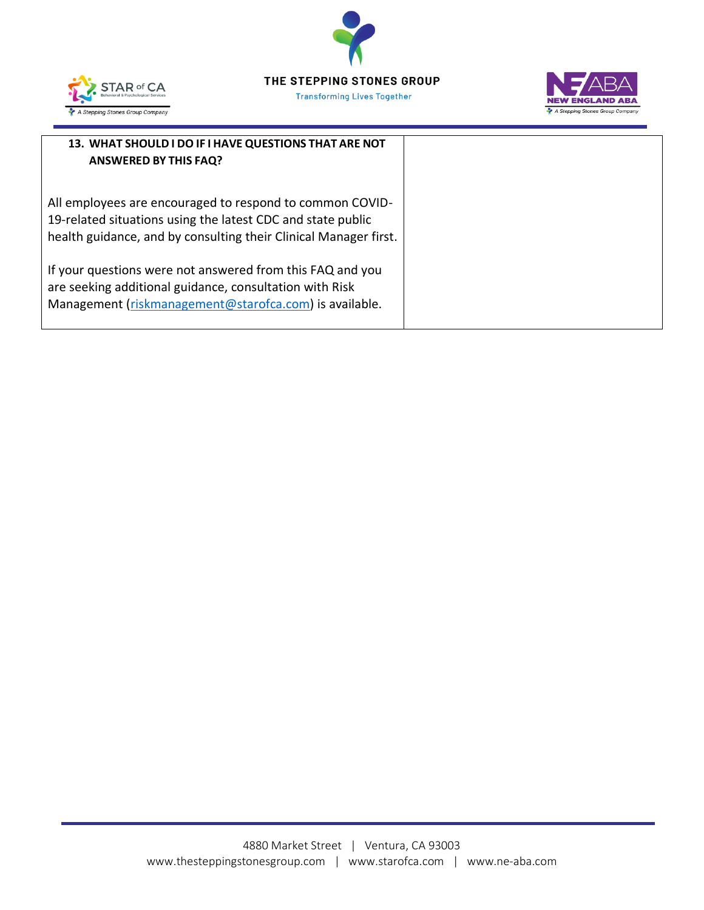| | |
|---|---|
| **13. WHAT SHOULD I DO IF I HAVE QUESTIONS THAT ARE NOT ANSWERED BY THIS FAQ?**<br><br>All employees are encouraged to respond to common COVID-19-related situations using the latest CDC and state public health guidance, and by consulting their Clinical Manager first.<br><br>If your questions were not answered from this FAQ and you are seeking additional guidance, consultation with Risk Management (riskmanagement@starofca.com) is available. | |